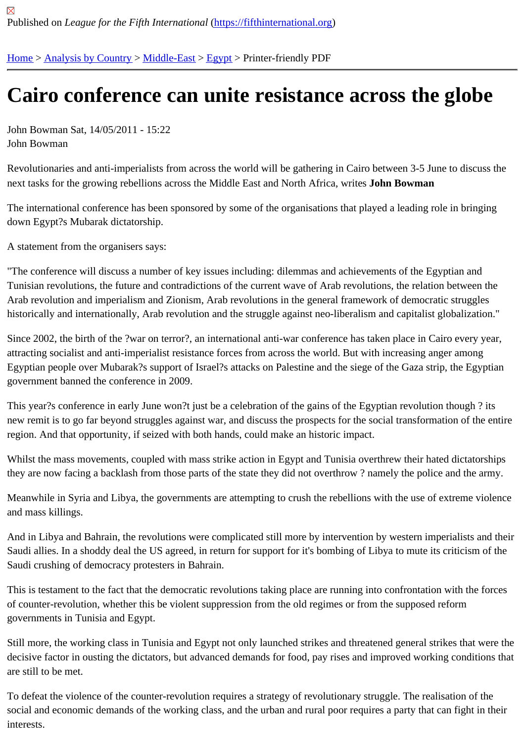Published on *League for the Fifth International* (https://fifthinternational.org)

Home > Analysis by Country > Middle-East > Egypt > Printer-friendly PDF

# Cairo conference can unite resistance across the globe

John Bowman Sat, 14/05/2011 - 15:22
John Bowman

Revolutionaries and anti-imperialists from across the world will be gathering in Cairo between 3-5 June to discuss the next tasks for the growing rebellions across the Middle East and North Africa, writes **John Bowman**

The international conference has been sponsored by some of the organisations that played a leading role in bringing down Egypt?s Mubarak dictatorship.

A statement from the organisers says:

"The conference will discuss a number of key issues including: dilemmas and achievements of the Egyptian and Tunisian revolutions, the future and contradictions of the current wave of Arab revolutions, the relation between the Arab revolution and imperialism and Zionism, Arab revolutions in the general framework of democratic struggles historically and internationally, Arab revolution and the struggle against neo-liberalism and capitalist globalization."

Since 2002, the birth of the ?war on terror?, an international anti-war conference has taken place in Cairo every year, attracting socialist and anti-imperialist resistance forces from across the world. But with increasing anger among Egyptian people over Mubarak?s support of Israel?s attacks on Palestine and the siege of the Gaza strip, the Egyptian government banned the conference in 2009.

This year?s conference in early June won?t just be a celebration of the gains of the Egyptian revolution though ? its new remit is to go far beyond struggles against war, and discuss the prospects for the social transformation of the entire region. And that opportunity, if seized with both hands, could make an historic impact.

Whilst the mass movements, coupled with mass strike action in Egypt and Tunisia overthrew their hated dictatorships they are now facing a backlash from those parts of the state they did not overthrow ? namely the police and the army.

Meanwhile in Syria and Libya, the governments are attempting to crush the rebellions with the use of extreme violence and mass killings.

And in Libya and Bahrain, the revolutions were complicated still more by intervention by western imperialists and their Saudi allies. In a shoddy deal the US agreed, in return for support for it's bombing of Libya to mute its criticism of the Saudi crushing of democracy protesters in Bahrain.

This is testament to the fact that the democratic revolutions taking place are running into confrontation with the forces of counter-revolution, whether this be violent suppression from the old regimes or from the supposed reform governments in Tunisia and Egypt.

Still more, the working class in Tunisia and Egypt not only launched strikes and threatened general strikes that were the decisive factor in ousting the dictators, but advanced demands for food, pay rises and improved working conditions that are still to be met.

To defeat the violence of the counter-revolution requires a strategy of revolutionary struggle. The realisation of the social and economic demands of the working class, and the urban and rural poor requires a party that can fight in their interests.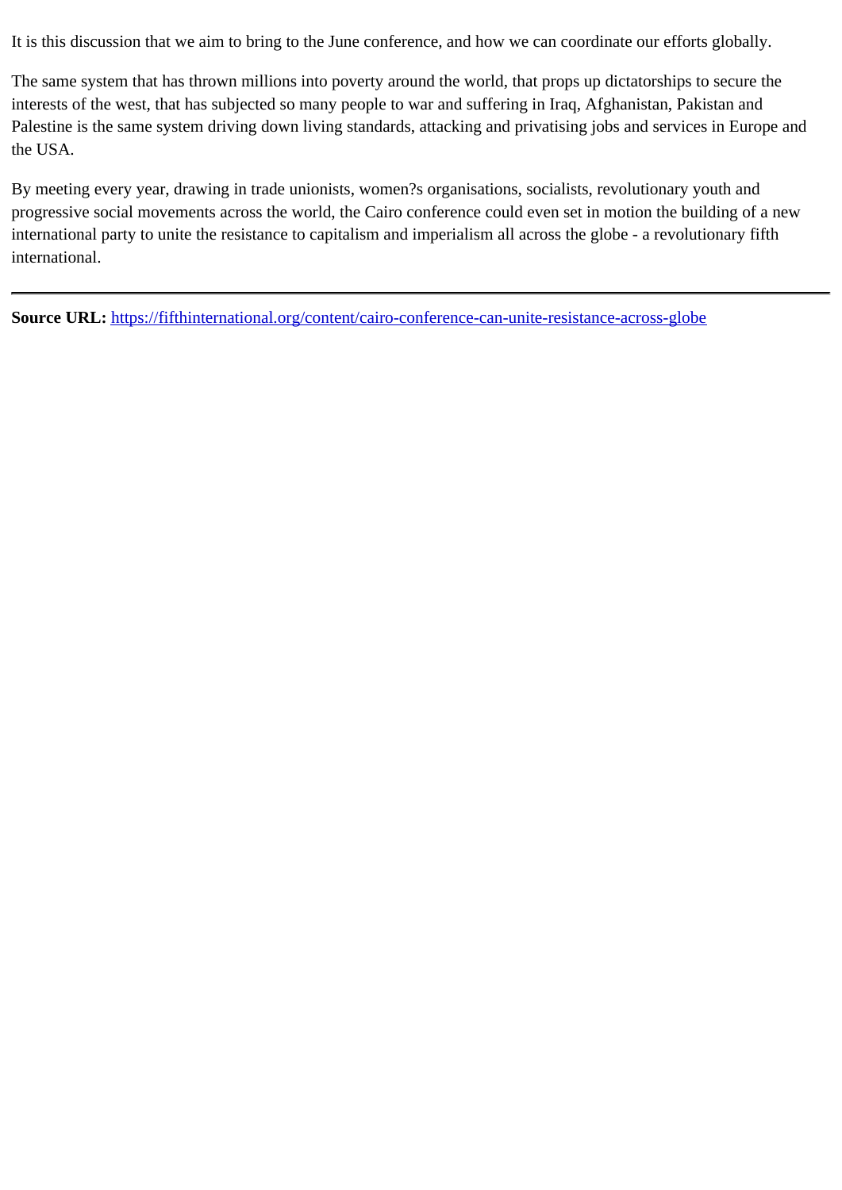It is this discussion that we aim to bring to the June conference, and how we can coordinate our efforts globally.

The same system that has thrown millions into poverty around the world, that props up dictatorships to secure the interests of the west, that has subjected so many people to war and suffering in Iraq, Afghanistan, Pakistan and Palestine is the same system driving down living standards, attacking and privatising jobs and services in Europe and the USA.

By meeting every year, drawing in trade unionists, women?s organisations, socialists, revolutionary youth and progressive social movements across the world, the Cairo conference could even set in motion the building of a new international party to unite the resistance to capitalism and imperialism all across the globe - a revolutionary fifth international.

---

**Source URL:** https://fifthinternational.org/content/cairo-conference-can-unite-resistance-across-globe